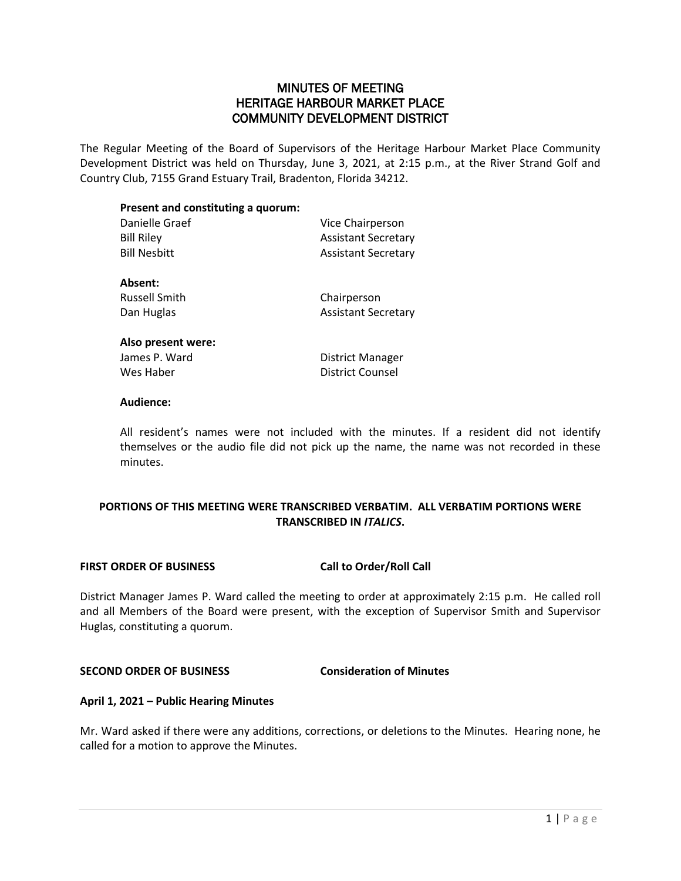# MINUTES OF MEETING
# HERITAGE HARBOUR MARKET PLACE
# COMMUNITY DEVELOPMENT DISTRICT

The Regular Meeting of the Board of Supervisors of the Heritage Harbour Market Place Community Development District was held on Thursday, June 3, 2021, at 2:15 p.m., at the River Strand Golf and Country Club, 7155 Grand Estuary Trail, Bradenton, Florida 34212.

**Present and constituting a quorum:**

| | |
|---|---|
| Danielle Graef | Vice Chairperson |
| Bill Riley | Assistant Secretary |
| Bill Nesbitt | Assistant Secretary |

**Absent:**

| | |
|---|---|
| Russell Smith | Chairperson |
| Dan Huglas | Assistant Secretary |

**Also present were:**

| | |
|---|---|
| James P. Ward | District Manager |
| Wes Haber | District Counsel |

**Audience:**

All resident's names were not included with the minutes. If a resident did not identify themselves or the audio file did not pick up the name, the name was not recorded in these minutes.

**PORTIONS OF THIS MEETING WERE TRANSCRIBED VERBATIM. ALL VERBATIM PORTIONS WERE TRANSCRIBED IN *ITALICS*.**

**FIRST ORDER OF BUSINESS — Call to Order/Roll Call**

District Manager James P. Ward called the meeting to order at approximately 2:15 p.m. He called roll and all Members of the Board were present, with the exception of Supervisor Smith and Supervisor Huglas, constituting a quorum.

**SECOND ORDER OF BUSINESS — Consideration of Minutes**

**April 1, 2021 – Public Hearing Minutes**

Mr. Ward asked if there were any additions, corrections, or deletions to the Minutes. Hearing none, he called for a motion to approve the Minutes.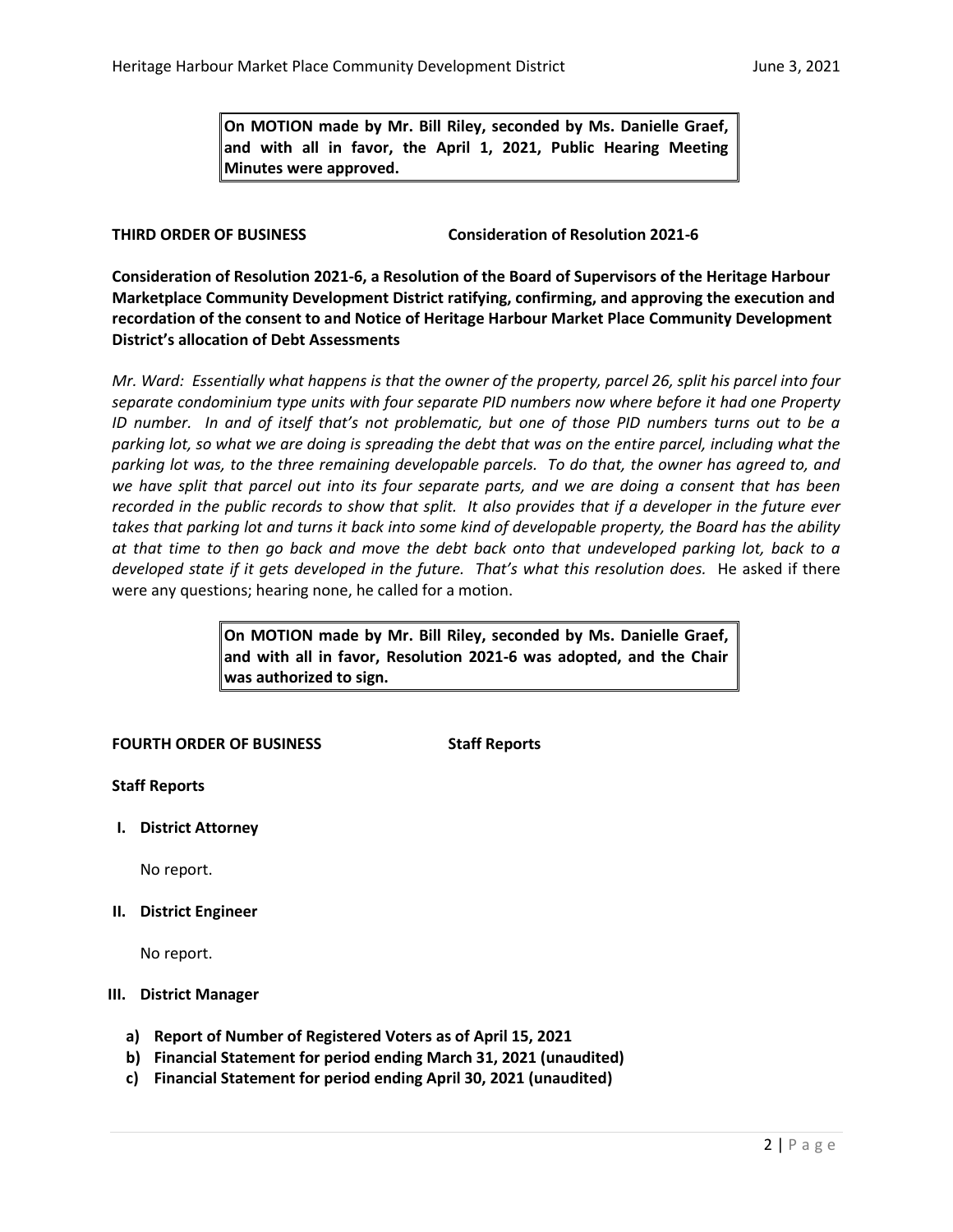**On MOTION made by Mr. Bill Riley, seconded by Ms. Danielle Graef, and with all in favor, the April 1, 2021, Public Hearing Meeting Minutes were approved.**

**THIRD ORDER OF BUSINESS** **Consideration of Resolution 2021-6**

**Consideration of Resolution 2021-6, a Resolution of the Board of Supervisors of the Heritage Harbour Marketplace Community Development District ratifying, confirming, and approving the execution and recordation of the consent to and Notice of Heritage Harbour Market Place Community Development District's allocation of Debt Assessments**

*Mr. Ward: Essentially what happens is that the owner of the property, parcel 26, split his parcel into four separate condominium type units with four separate PID numbers now where before it had one Property ID number. In and of itself that's not problematic, but one of those PID numbers turns out to be a parking lot, so what we are doing is spreading the debt that was on the entire parcel, including what the parking lot was, to the three remaining developable parcels. To do that, the owner has agreed to, and we have split that parcel out into its four separate parts, and we are doing a consent that has been recorded in the public records to show that split. It also provides that if a developer in the future ever takes that parking lot and turns it back into some kind of developable property, the Board has the ability at that time to then go back and move the debt back onto that undeveloped parking lot, back to a developed state if it gets developed in the future. That's what this resolution does.* He asked if there were any questions; hearing none, he called for a motion.

**On MOTION made by Mr. Bill Riley, seconded by Ms. Danielle Graef, and with all in favor, Resolution 2021-6 was adopted, and the Chair was authorized to sign.**

**FOURTH ORDER OF BUSINESS** **Staff Reports**

**Staff Reports**

**I. District Attorney**

No report.

**II. District Engineer**

No report.

**III. District Manager**

**a) Report of Number of Registered Voters as of April 15, 2021**
**b) Financial Statement for period ending March 31, 2021 (unaudited)**
**c) Financial Statement for period ending April 30, 2021 (unaudited)**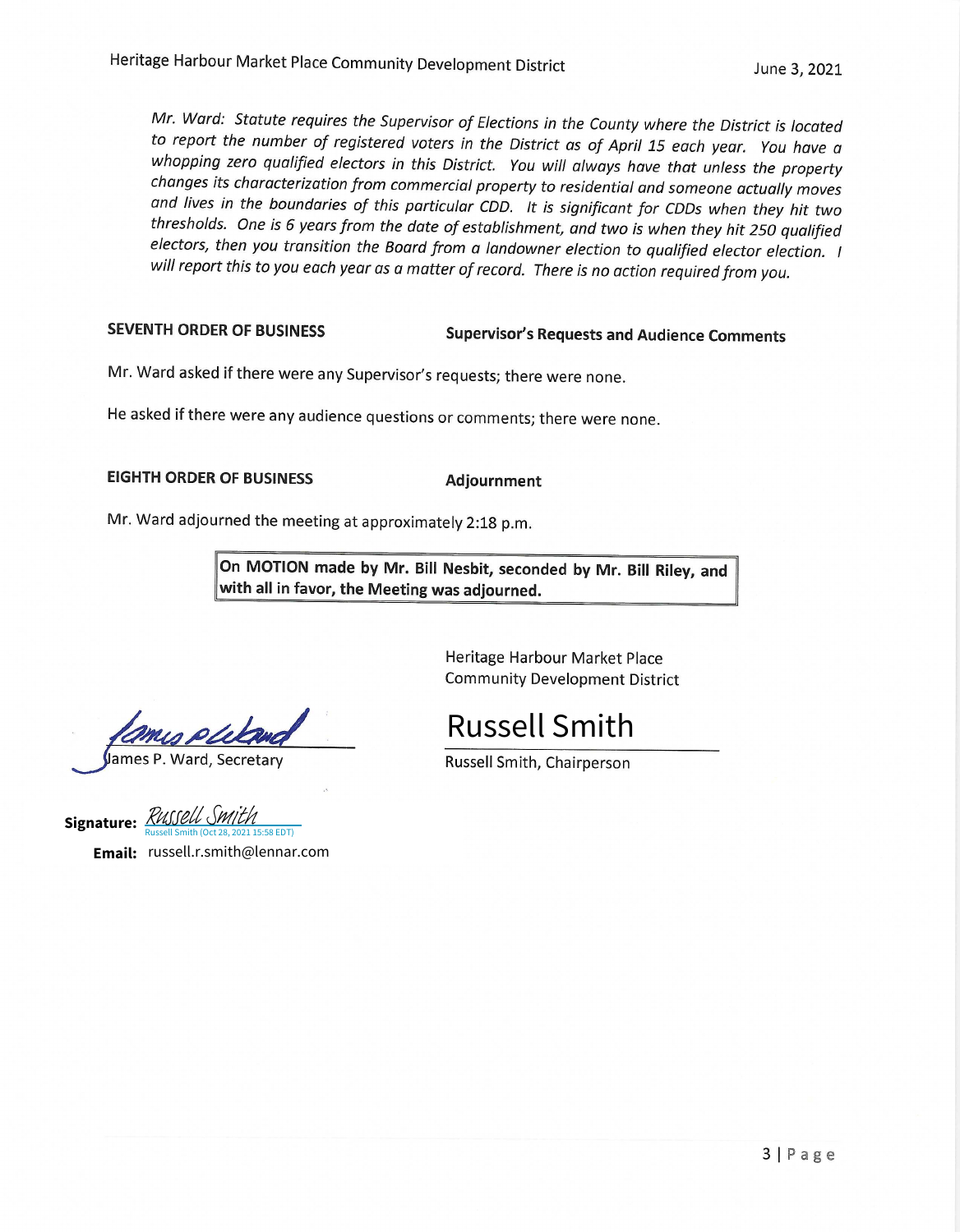*Mr. Ward: Statute requires the Supervisor of Elections in the County where the District is located to report the number of registered voters in the District as of April 15 each year. You have a whopping zero qualified electors in this District. You will always have that unless the property changes its characterization from commercial property to residential and someone actually moves and lives in the boundaries of this particular CDD. It is significant for CDDs when they hit two thresholds. One is 6 years from the date of establishment, and two is when they hit 250 qualified electors, then you transition the Board from a landowner election to qualified elector election. I will report this to you each year as a matter of record. There is no action required from you.*

**SEVENTH ORDER OF BUSINESS** **Supervisor's Requests and Audience Comments**

Mr. Ward asked if there were any Supervisor's requests; there were none.

He asked if there were any audience questions or comments; there were none.

**EIGHTH ORDER OF BUSINESS** **Adjournment**

Mr. Ward adjourned the meeting at approximately 2:18 p.m.

> **On MOTION made by Mr. Bill Nesbit, seconded by Mr. Bill Riley, and with all in favor, the Meeting was adjourned.**

Heritage Harbour Market Place
Community Development District

James P. Ward, Secretary

Russell Smith
Russell Smith, Chairperson

**Signature:** Russell Smith
Russell Smith (Oct 28, 2021 15:58 EDT)

**Email:** russell.r.smith@lennar.com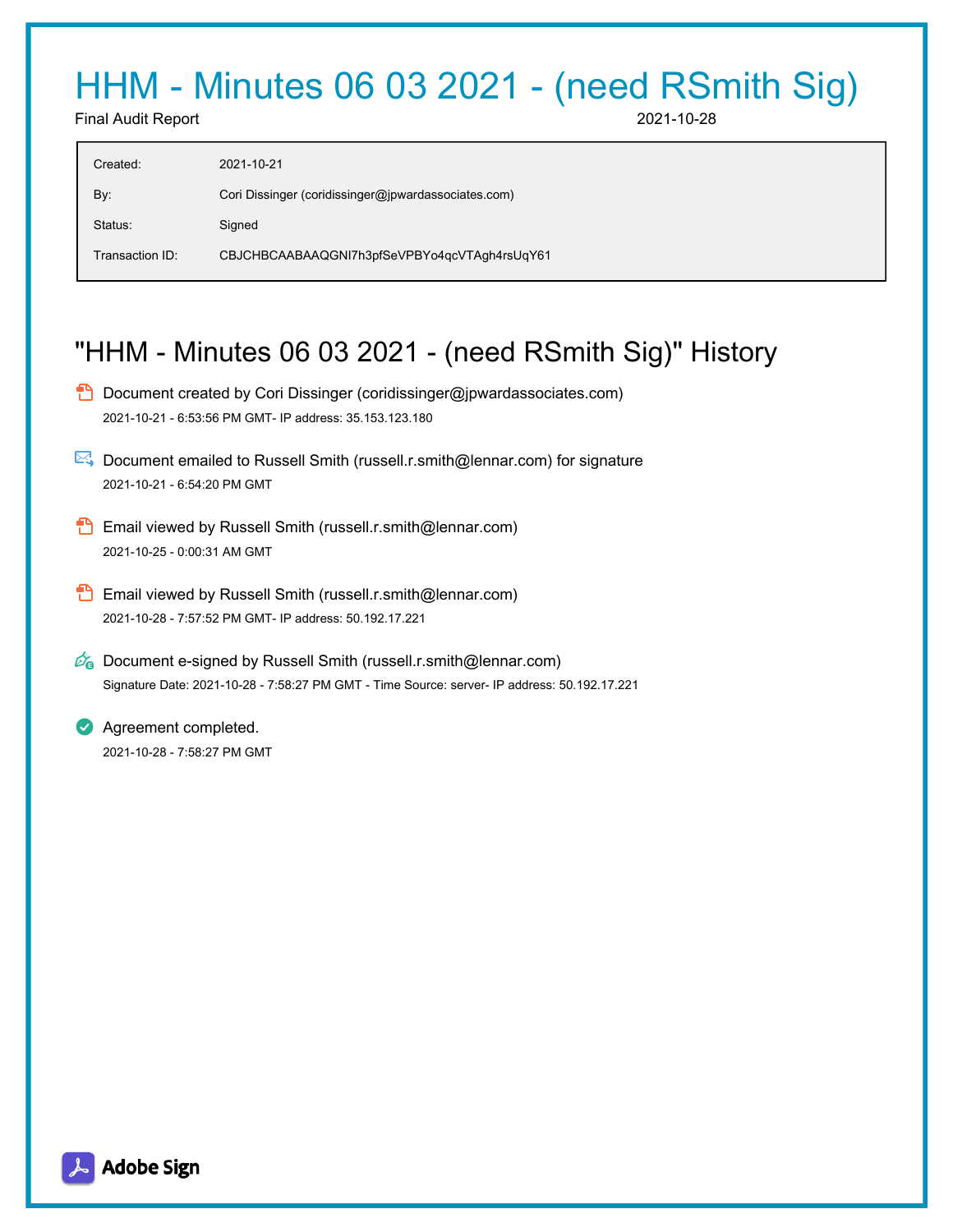# HHM - Minutes 06 03 2021 - (need RSmith Sig)

Final Audit Report 2021-10-28

| | |
|---|---|
| Created: | 2021-10-21 |
| By: | Cori Dissinger (coridissinger@jpwardassociates.com) |
| Status: | Signed |
| Transaction ID: | CBJCHBCAABAAQGNI7h3pfSeVPBYo4qcVTAgh4rsUqY61 |

## "HHM - Minutes 06 03 2021 - (need RSmith Sig)" History

- Document created by Cori Dissinger (coridissinger@jpwardassociates.com)
  2021-10-21 - 6:53:56 PM GMT- IP address: 35.153.123.180

- Document emailed to Russell Smith (russell.r.smith@lennar.com) for signature
  2021-10-21 - 6:54:20 PM GMT

- Email viewed by Russell Smith (russell.r.smith@lennar.com)
  2021-10-25 - 0:00:31 AM GMT

- Email viewed by Russell Smith (russell.r.smith@lennar.com)
  2021-10-28 - 7:57:52 PM GMT- IP address: 50.192.17.221

- Document e-signed by Russell Smith (russell.r.smith@lennar.com)
  Signature Date: 2021-10-28 - 7:58:27 PM GMT - Time Source: server- IP address: 50.192.17.221

- Agreement completed.
  2021-10-28 - 7:58:27 PM GMT

Adobe Sign